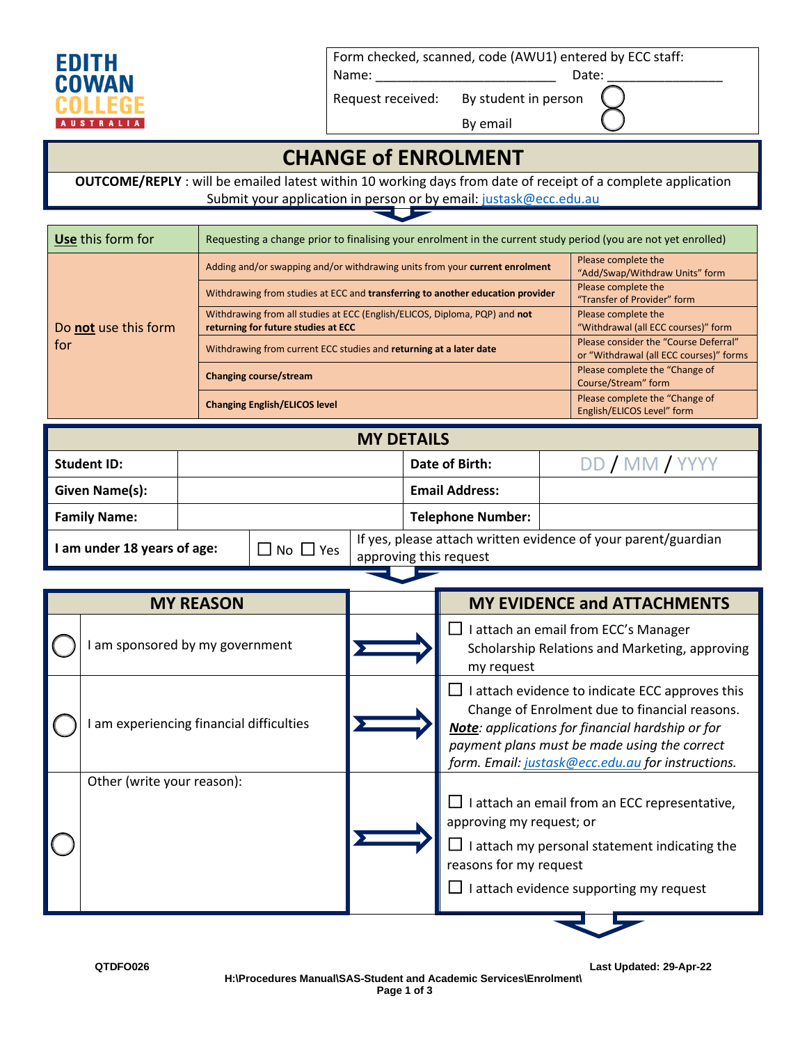EDITH COWAN COLLEGE AUSTRALIA

Form checked, scanned, code (AWU1) entered by ECC staff:
Name: ________________________ Date: _______________

Request received: By student in person ◯
By email ◯

# CHANGE of ENROLMENT

**OUTCOME/REPLY** : will be emailed latest within 10 working days from date of receipt of a complete application
Submit your application in person or by email: justask@ecc.edu.au

| **Use** this form for | Requesting a change prior to finalising your enrolment in the current study period (you are not yet enrolled) | |
|---|---|---|
| Do **not** use this form for | Adding and/or swapping and/or withdrawing units from your **current enrolment** | Please complete the "Add/Swap/Withdraw Units" form |
| | Withdrawing from studies at ECC and **transferring to another education provider** | Please complete the "Transfer of Provider" form |
| | Withdrawing from all studies at ECC (English/ELICOS, Diploma, PQP) and **not returning for future studies at ECC** | Please complete the "Withdrawal (all ECC courses)" form |
| | Withdrawing from current ECC studies and **returning at a later date** | Please consider the "Course Deferral" or "Withdrawal (all ECC courses)" forms |
| | **Changing course/stream** | Please complete the "Change of Course/Stream" form |
| | **Changing English/ELICOS level** | Please complete the "Change of English/ELICOS Level" form |

## MY DETAILS

| | | | |
|---|---|---|---|
| **Student ID:** | | **Date of Birth:** | DD / MM / YYYY |
| **Given Name(s):** | | **Email Address:** | |
| **Family Name:** | | **Telephone Number:** | |
| **I am under 18 years of age:** | ☐ No ☐ Yes | If yes, please attach written evidence of your parent/guardian approving this request | |

| MY REASON | | MY EVIDENCE and ATTACHMENTS |
|---|---|---|
| ◯ | I am sponsored by my government | ☐ I attach an email from ECC's Manager Scholarship Relations and Marketing, approving my request |
| ◯ | I am experiencing financial difficulties | ☐ I attach evidence to indicate ECC approves this Change of Enrolment due to financial reasons. ***Note**: applications for financial hardship or for payment plans must be made using the correct form. Email: justask@ecc.edu.au for instructions.* |
| ◯ | Other (write your reason): | ☐ I attach an email from an ECC representative, approving my request; or<br>☐ I attach my personal statement indicating the reasons for my request<br>☐ I attach evidence supporting my request |

QTDFO026 Last Updated: 29-Apr-22
H:\Procedures Manual\SAS-Student and Academic Services\Enrolment\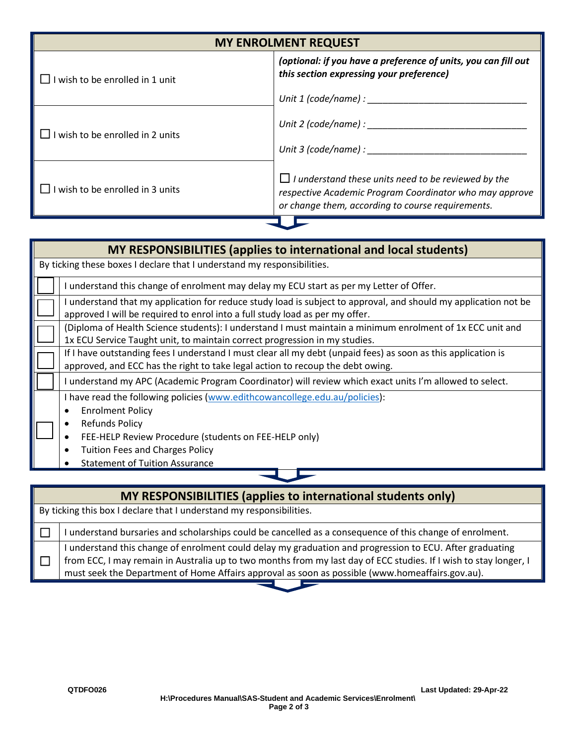## MY ENROLMENT REQUEST

| | |
|---|---|
| ☐ I wish to be enrolled in 1 unit | ***(optional: if you have a preference of units, you can fill out this section expressing your preference)*** <br><br> *Unit 1 (code/name) :* _______________________________ |
| ☐ I wish to be enrolled in 2 units | *Unit 2 (code/name) :* _______________________________ <br><br> *Unit 3 (code/name) :* _______________________________ |
| ☐ I wish to be enrolled in 3 units | ☐ *I understand these units need to be reviewed by the respective Academic Program Coordinator who may approve or change them, according to course requirements.* |

## MY RESPONSIBILITIES (applies to international and local students)

By ticking these boxes I declare that I understand my responsibilities.

| | |
|---|---|
| ☐ | I understand this change of enrolment may delay my ECU start as per my Letter of Offer. |
| ☐ | I understand that my application for reduce study load is subject to approval, and should my application not be approved I will be required to enrol into a full study load as per my offer. |
| ☐ | (Diploma of Health Science students): I understand I must maintain a minimum enrolment of 1x ECC unit and 1x ECU Service Taught unit, to maintain correct progression in my studies. |
| ☐ | If I have outstanding fees I understand I must clear all my debt (unpaid fees) as soon as this application is approved, and ECC has the right to take legal action to recoup the debt owing. |
| ☐ | I understand my APC (Academic Program Coordinator) will review which exact units I'm allowed to select. |
| ☐ | I have read the following policies (www.edithcowancollege.edu.au/policies): <br>• Enrolment Policy <br>• Refunds Policy <br>• FEE-HELP Review Procedure (students on FEE-HELP only) <br>• Tuition Fees and Charges Policy <br>• Statement of Tuition Assurance |

## MY RESPONSIBILITIES (applies to international students only)

By ticking this box I declare that I understand my responsibilities.

| | |
|---|---|
| ☐ | I understand bursaries and scholarships could be cancelled as a consequence of this change of enrolment. |
| ☐ | I understand this change of enrolment could delay my graduation and progression to ECU. After graduating from ECC, I may remain in Australia up to two months from my last day of ECC studies. If I wish to stay longer, I must seek the Department of Home Affairs approval as soon as possible (www.homeaffairs.gov.au). |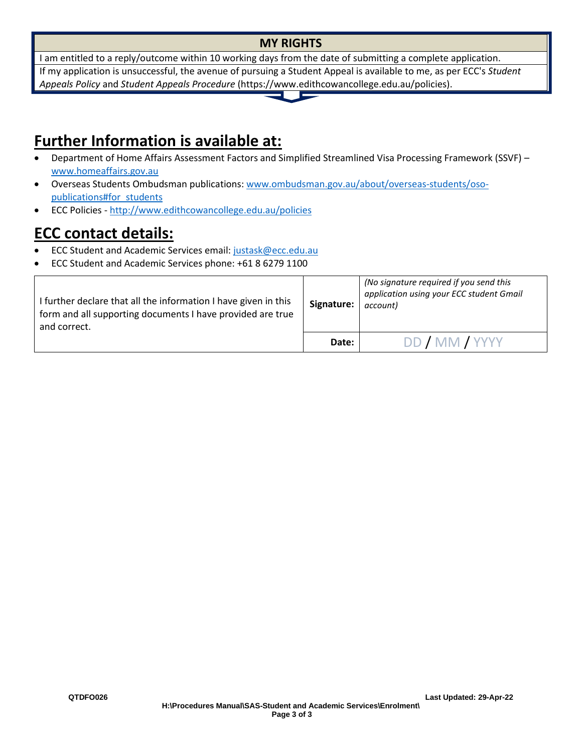| MY RIGHTS |
| --- |
| I am entitled to a reply/outcome within 10 working days from the date of submitting a complete application. |
| If my application is unsuccessful, the avenue of pursuing a Student Appeal is available to me, as per ECC's *Student Appeals Policy* and *Student Appeals Procedure* (https://www.edithcowancollege.edu.au/policies). |

## Further Information is available at:

- Department of Home Affairs Assessment Factors and Simplified Streamlined Visa Processing Framework (SSVF) – www.homeaffairs.gov.au
- Overseas Students Ombudsman publications: www.ombudsman.gov.au/about/overseas-students/oso-publications#for_students
- ECC Policies - http://www.edithcowancollege.edu.au/policies

## ECC contact details:

- ECC Student and Academic Services email: justask@ecc.edu.au
- ECC Student and Academic Services phone: +61 8 6279 1100

| | | |
| --- | --- | --- |
| I further declare that all the information I have given in this form and all supporting documents I have provided are true and correct. | **Signature:** | *(No signature required if you send this application using your ECC student Gmail account)* |
| | **Date:** | DD / MM / YYYY |

QTDFO026 Last Updated: 29-Apr-22

H:\Procedures Manual\SAS-Student and Academic Services\Enrolment\